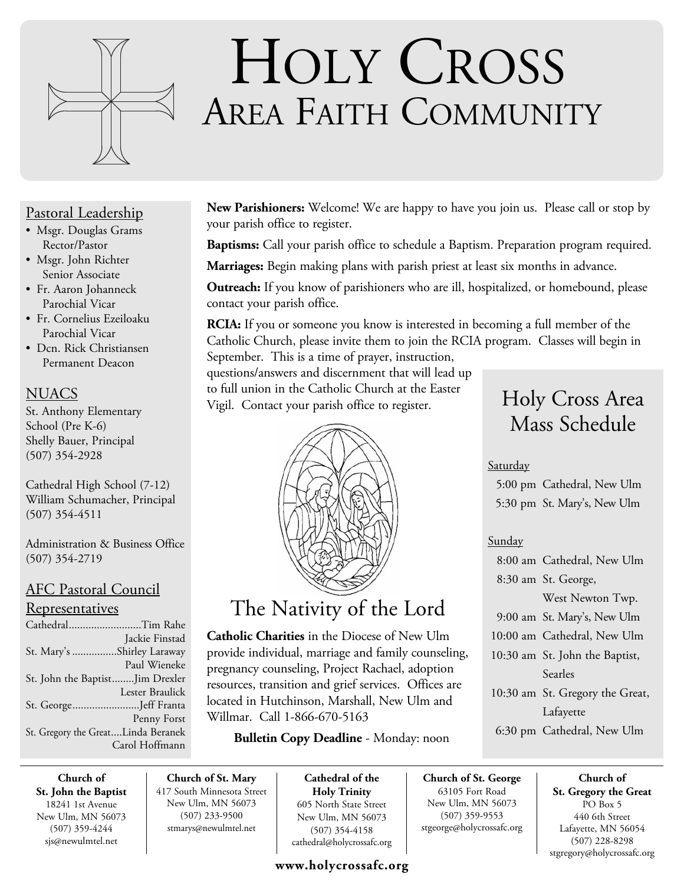# Holy Cross
## Area Faith Community

### Pastoral Leadership

- Msgr. Douglas Grams
  Rector/Pastor
- Msgr. John Richter
  Senior Associate
- Fr. Aaron Johanneck
  Parochial Vicar
- Fr. Cornelius Ezeiloaku
  Parochial Vicar
- Dcn. Rick Christiansen
  Permanent Deacon

### NUACS

St. Anthony Elementary School (Pre K-6)
Shelly Bauer, Principal
(507) 354-2928

Cathedral High School (7-12)
William Schumacher, Principal
(507) 354-4511

Administration & Business Office
(507) 354-2719

### AFC Pastoral Council Representatives

Cathedral..........................Tim Rahe
Jackie Finstad
St. Mary's ................Shirley Laraway
Paul Wieneke
St. John the Baptist........Jim Drexler
Lester Braulick
St. George........................Jeff Franta
Penny Forst
St. Gregory the Great....Linda Beranek
Carol Hoffmann

**New Parishioners:** Welcome! We are happy to have you join us. Please call or stop by your parish office to register.

**Baptisms:** Call your parish office to schedule a Baptism. Preparation program required.

**Marriages:** Begin making plans with parish priest at least six months in advance.

**Outreach:** If you know of parishioners who are ill, hospitalized, or homebound, please contact your parish office.

**RCIA:** If you or someone you know is interested in becoming a full member of the Catholic Church, please invite them to join the RCIA program. Classes will begin in September. This is a time of prayer, instruction, questions/answers and discernment that will lead up to full union in the Catholic Church at the Easter Vigil. Contact your parish office to register.

## The Nativity of the Lord

**Catholic Charities** in the Diocese of New Ulm provide individual, marriage and family counseling, pregnancy counseling, Project Rachael, adoption resources, transition and grief services. Offices are located in Hutchinson, Marshall, New Ulm and Willmar. Call 1-866-670-5163

**Bulletin Copy Deadline** - Monday: noon

## Holy Cross Area Mass Schedule

Saturday

- 5:00 pm Cathedral, New Ulm
- 5:30 pm St. Mary's, New Ulm

Sunday

- 8:00 am Cathedral, New Ulm
- 8:30 am St. George, West Newton Twp.
- 9:00 am St. Mary's, New Ulm
- 10:00 am Cathedral, New Ulm
- 10:30 am St. John the Baptist, Searles
- 10:30 am St. Gregory the Great, Lafayette
- 6:30 pm Cathedral, New Ulm

**Church of St. John the Baptist**
18241 1st Avenue
New Ulm, MN 56073
(507) 359-4244
sjs@newulmtel.net

**Church of St. Mary**
417 South Minnesota Street
New Ulm, MN 56073
(507) 233-9500
stmarys@newulmtel.net

**Cathedral of the Holy Trinity**
605 North State Street
New Ulm, MN 56073
(507) 354-4158
cathedral@holycrossafc.org

**Church of St. George**
63105 Fort Road
New Ulm, MN 56073
(507) 359-9553
stgeorge@holycrossafc.org

**Church of St. Gregory the Great**
PO Box 5
440 6th Street
Lafayette, MN 56054
(507) 228-8298
stgregory@holycrossafc.org

**www.holycrossafc.org**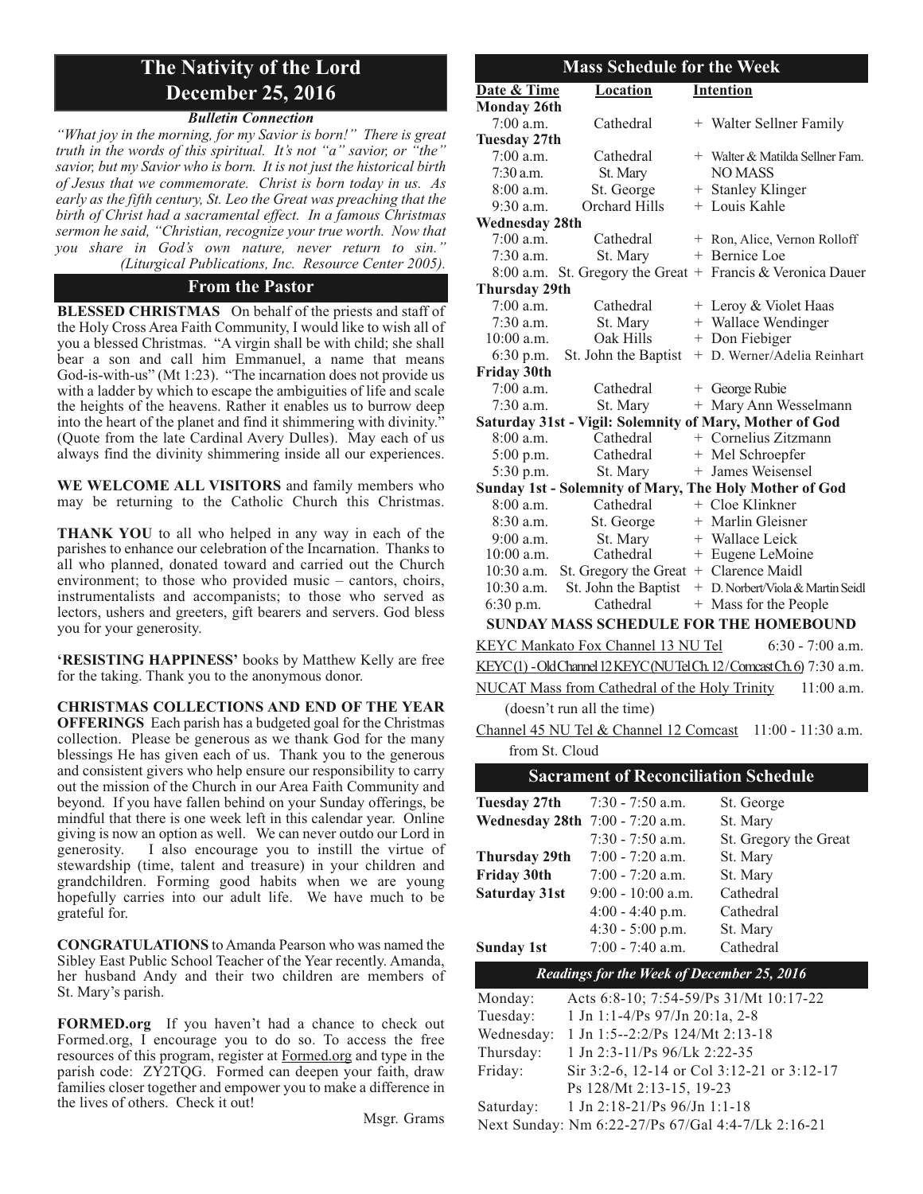# The Nativity of the Lord
# December 25, 2016

### *Bulletin Connection*

*"What joy in the morning, for my Savior is born!" There is great truth in the words of this spiritual. It's not "a" savior, or "the" savior, but my Savior who is born. It is not just the historical birth of Jesus that we commemorate. Christ is born today in us. As early as the fifth century, St. Leo the Great was preaching that the birth of Christ had a sacramental effect. In a famous Christmas sermon he said, "Christian, recognize your true worth. Now that you share in God's own nature, never return to sin." (Liturgical Publications, Inc. Resource Center 2005).*

## From the Pastor

**BLESSED CHRISTMAS** On behalf of the priests and staff of the Holy Cross Area Faith Community, I would like to wish all of you a blessed Christmas. "A virgin shall be with child; she shall bear a son and call him Emmanuel, a name that means God-is-with-us" (Mt 1:23). "The incarnation does not provide us with a ladder by which to escape the ambiguities of life and scale the heights of the heavens. Rather it enables us to burrow deep into the heart of the planet and find it shimmering with divinity." (Quote from the late Cardinal Avery Dulles). May each of us always find the divinity shimmering inside all our experiences.

**WE WELCOME ALL VISITORS** and family members who may be returning to the Catholic Church this Christmas.

**THANK YOU** to all who helped in any way in each of the parishes to enhance our celebration of the Incarnation. Thanks to all who planned, donated toward and carried out the Church environment; to those who provided music – cantors, choirs, instrumentalists and accompanists; to those who served as lectors, ushers and greeters, gift bearers and servers. God bless you for your generosity.

**'RESISTING HAPPINESS'** books by Matthew Kelly are free for the taking. Thank you to the anonymous donor.

**CHRISTMAS COLLECTIONS AND END OF THE YEAR OFFERINGS** Each parish has a budgeted goal for the Christmas collection. Please be generous as we thank God for the many blessings He has given each of us. Thank you to the generous and consistent givers who help ensure our responsibility to carry out the mission of the Church in our Area Faith Community and beyond. If you have fallen behind on your Sunday offerings, be mindful that there is one week left in this calendar year. Online giving is now an option as well. We can never outdo our Lord in generosity. I also encourage you to instill the virtue of stewardship (time, talent and treasure) in your children and grandchildren. Forming good habits when we are young hopefully carries into our adult life. We have much to be grateful for.

**CONGRATULATIONS** to Amanda Pearson who was named the Sibley East Public School Teacher of the Year recently. Amanda, her husband Andy and their two children are members of St. Mary's parish.

**FORMED.org** If you haven't had a chance to check out Formed.org, I encourage you to do so. To access the free resources of this program, register at Formed.org and type in the parish code: ZY2TQG. Formed can deepen your faith, draw families closer together and empower you to make a difference in the lives of others. Check it out!

Msgr. Grams

## Mass Schedule for the Week

| Date & Time | Location | Intention |
|---|---|---|
| **Monday 26th** | | |
| 7:00 a.m. | Cathedral | + Walter Sellner Family |
| **Tuesday 27th** | | |
| 7:00 a.m. | Cathedral | + Walter & Matilda Sellner Fam. |
| 7:30 a.m. | St. Mary | NO MASS |
| 8:00 a.m. | St. George | + Stanley Klinger |
| 9:30 a.m. | Orchard Hills | + Louis Kahle |
| **Wednesday 28th** | | |
| 7:00 a.m. | Cathedral | + Ron, Alice, Vernon Rolloff |
| 7:30 a.m. | St. Mary | + Bernice Loe |
| 8:00 a.m. | St. Gregory the Great | + Francis & Veronica Dauer |
| **Thursday 29th** | | |
| 7:00 a.m. | Cathedral | + Leroy & Violet Haas |
| 7:30 a.m. | St. Mary | + Wallace Wendinger |
| 10:00 a.m. | Oak Hills | + Don Fiebiger |
| 6:30 p.m. | St. John the Baptist | + D. Werner/Adelia Reinhart |
| **Friday 30th** | | |
| 7:00 a.m. | Cathedral | + George Rubie |
| 7:30 a.m. | St. Mary | + Mary Ann Wesselmann |
| **Saturday 31st - Vigil: Solemnity of Mary, Mother of God** | | |
| 8:00 a.m. | Cathedral | + Cornelius Zitzmann |
| 5:00 p.m. | Cathedral | + Mel Schroepfer |
| 5:30 p.m. | St. Mary | + James Weisensel |
| **Sunday 1st - Solemnity of Mary, The Holy Mother of God** | | |
| 8:00 a.m. | Cathedral | + Cloe Klinkner |
| 8:30 a.m. | St. George | + Marlin Gleisner |
| 9:00 a.m. | St. Mary | + Wallace Leick |
| 10:00 a.m. | Cathedral | + Eugene LeMoine |
| 10:30 a.m. | St. Gregory the Great | + Clarence Maidl |
| 10:30 a.m. | St. John the Baptist | + D. Norbert/Viola & Martin Seidl |
| 6:30 p.m. | Cathedral | + Mass for the People |

**SUNDAY MASS SCHEDULE FOR THE HOMEBOUND**

KEYC Mankato Fox Channel 13 NU Tel 6:30 - 7:00 a.m.

KEYC(1) - Old Channel 12 KEYC (NU Tel Ch. 12 / Comcast Ch. 6) 7:30 a.m.

NUCAT Mass from Cathedral of the Holy Trinity 11:00 a.m. (doesn't run all the time)

Channel 45 NU Tel & Channel 12 Comcast 11:00 - 11:30 a.m. from St. Cloud

## Sacrament of Reconciliation Schedule

| | | |
|---|---|---|
| **Tuesday 27th** | 7:30 - 7:50 a.m. | St. George |
| **Wednesday 28th** | 7:00 - 7:20 a.m. | St. Mary |
| | 7:30 - 7:50 a.m. | St. Gregory the Great |
| **Thursday 29th** | 7:00 - 7:20 a.m. | St. Mary |
| **Friday 30th** | 7:00 - 7:20 a.m. | St. Mary |
| **Saturday 31st** | 9:00 - 10:00 a.m. | Cathedral |
| | 4:00 - 4:40 p.m. | Cathedral |
| | 4:30 - 5:00 p.m. | St. Mary |
| **Sunday 1st** | 7:00 - 7:40 a.m. | Cathedral |

## *Readings for the Week of December 25, 2016*

| | |
|---|---|
| Monday: | Acts 6:8-10; 7:54-59/Ps 31/Mt 10:17-22 |
| Tuesday: | 1 Jn 1:1-4/Ps 97/Jn 20:1a, 2-8 |
| Wednesday: | 1 Jn 1:5--2:2/Ps 124/Mt 2:13-18 |
| Thursday: | 1 Jn 2:3-11/Ps 96/Lk 2:22-35 |
| Friday: | Sir 3:2-6, 12-14 or Col 3:12-21 or 3:12-17 Ps 128/Mt 2:13-15, 19-23 |
| Saturday: | 1 Jn 2:18-21/Ps 96/Jn 1:1-18 |

Next Sunday: Nm 6:22-27/Ps 67/Gal 4:4-7/Lk 2:16-21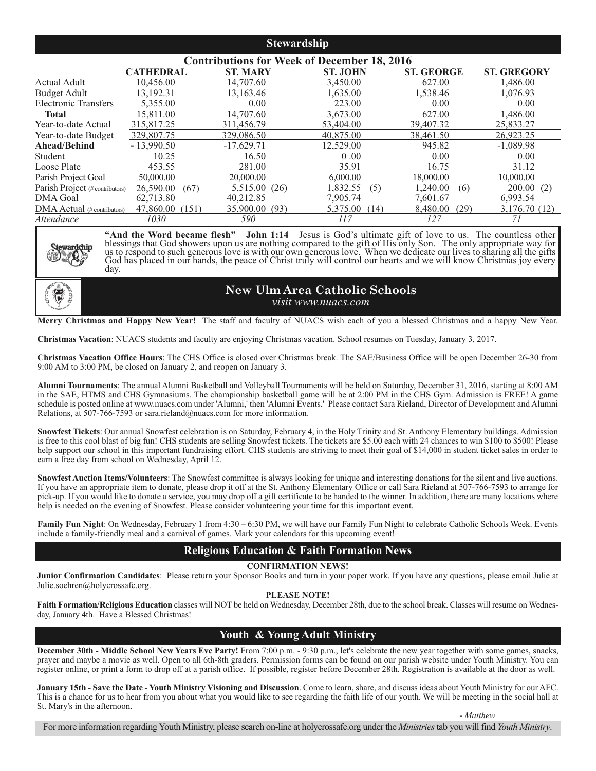## Stewardship

### Contributions for Week of December 18, 2016

| | CATHEDRAL | ST. MARY | ST. JOHN | ST. GEORGE | ST. GREGORY |
|---|---|---|---|---|---|
| Actual Adult | 10,456.00 | 14,707.60 | 3,450.00 | 627.00 | 1,486.00 |
| Budget Adult | 13,192.31 | 13,163.46 | 1,635.00 | 1,538.46 | 1,076.93 |
| Electronic Transfers | 5,355.00 | 0.00 | 223.00 | 0.00 | 0.00 |
| **Total** | 15,811.00 | 14,707.60 | 3,673.00 | 627.00 | 1,486.00 |
| Year-to-date Actual | 315,817.25 | 311,456.79 | 53,404.00 | 39,407.32 | 25,833.27 |
| Year-to-date Budget | 329,807.75 | 329,086.50 | 40,875.00 | 38,461.50 | 26,923.25 |
| **Ahead/Behind** | - 13,990.50 | -17,629.71 | 12,529.00 | 945.82 | -1,089.98 |
| Student | 10.25 | 16.50 | 0 .00 | 0.00 | 0.00 |
| Loose Plate | 453.55 | 281.00 | 35.91 | 16.75 | 31.12 |
| Parish Project Goal | 50,000.00 | 20,000.00 | 6,000.00 | 18,000.00 | 10,000.00 |
| Parish Project (# contributors) | 26,590.00 (67) | 5,515.00 (26) | 1,832.55 (5) | 1,240.00 (6) | 200.00 (2) |
| DMA Goal | 62,713.80 | 40,212.85 | 7,905.74 | 7,601.67 | 6,993.54 |
| DMA Actual (# contributors) | 47,860.00 (151) | 35,900.00 (93) | 5,375.00 (14) | 8,480.00 (29) | 3,176.70 (12) |
| *Attendance* | *1030* | *590* | *117* | *127* | *71* |

**"And the Word became flesh" John 1:14** Jesus is God's ultimate gift of love to us. The countless other blessings that God showers upon us are nothing compared to the gift of His only Son. The only appropriate way for us to respond to such generous love is with our own generous love. When we dedicate our lives to sharing all the gifts God has placed in our hands, the peace of Christ truly will control our hearts and we will know Christmas joy every day.

## New Ulm Area Catholic Schools

*visit www.nuacs.com*

**Merry Christmas and Happy New Year!** The staff and faculty of NUACS wish each of you a blessed Christmas and a happy New Year.

**Christmas Vacation**: NUACS students and faculty are enjoying Christmas vacation. School resumes on Tuesday, January 3, 2017.

**Christmas Vacation Office Hours**: The CHS Office is closed over Christmas break. The SAE/Business Office will be open December 26-30 from 9:00 AM to 3:00 PM, be closed on January 2, and reopen on January 3.

**Alumni Tournaments**: The annual Alumni Basketball and Volleyball Tournaments will be held on Saturday, December 31, 2016, starting at 8:00 AM in the SAE, HTMS and CHS Gymnasiums. The championship basketball game will be at 2:00 PM in the CHS Gym. Admission is FREE! A game schedule is posted online at www.nuacs.com under 'Alumni,' then 'Alumni Events.' Please contact Sara Rieland, Director of Development and Alumni Relations, at 507-766-7593 or sara.rieland@nuacs.com for more information.

**Snowfest Tickets**: Our annual Snowfest celebration is on Saturday, February 4, in the Holy Trinity and St. Anthony Elementary buildings. Admission is free to this cool blast of big fun! CHS students are selling Snowfest tickets. The tickets are $5.00 each with 24 chances to win $100 to $500! Please help support our school in this important fundraising effort. CHS students are striving to meet their goal of $14,000 in student ticket sales in order to earn a free day from school on Wednesday, April 12.

**Snowfest Auction Items/Volunteers**: The Snowfest committee is always looking for unique and interesting donations for the silent and live auctions. If you have an appropriate item to donate, please drop it off at the St. Anthony Elementary Office or call Sara Rieland at 507-766-7593 to arrange for pick-up. If you would like to donate a service, you may drop off a gift certificate to be handed to the winner. In addition, there are many locations where help is needed on the evening of Snowfest. Please consider volunteering your time for this important event.

**Family Fun Night**: On Wednesday, February 1 from 4:30 – 6:30 PM, we will have our Family Fun Night to celebrate Catholic Schools Week. Events include a family-friendly meal and a carnival of games. Mark your calendars for this upcoming event!

## Religious Education & Faith Formation News

**CONFIRMATION NEWS!**

**Junior Confirmation Candidates**: Please return your Sponsor Books and turn in your paper work. If you have any questions, please email Julie at Julie.soehren@holycrossafc.org.

**PLEASE NOTE!**

**Faith Formation/Religious Education** classes will NOT be held on Wednesday, December 28th, due to the school break. Classes will resume on Wednesday, January 4th. Have a Blessed Christmas!

## Youth & Young Adult Ministry

**December 30th - Middle School New Years Eve Party!** From 7:00 p.m. - 9:30 p.m., let's celebrate the new year together with some games, snacks, prayer and maybe a movie as well. Open to all 6th-8th graders. Permission forms can be found on our parish website under Youth Ministry. You can register online, or print a form to drop off at a parish office. If possible, register before December 28th. Registration is available at the door as well.

**January 15th - Save the Date - Youth Ministry Visioning and Discussion**. Come to learn, share, and discuss ideas about Youth Ministry for our AFC. This is a chance for us to hear from you about what you would like to see regarding the faith life of our youth. We will be meeting in the social hall at St. Mary's in the afternoon.

*- Matthew*

For more information regarding Youth Ministry, please search on-line at holycrossafc.org under the *Ministries* tab you will find *Youth Ministry*.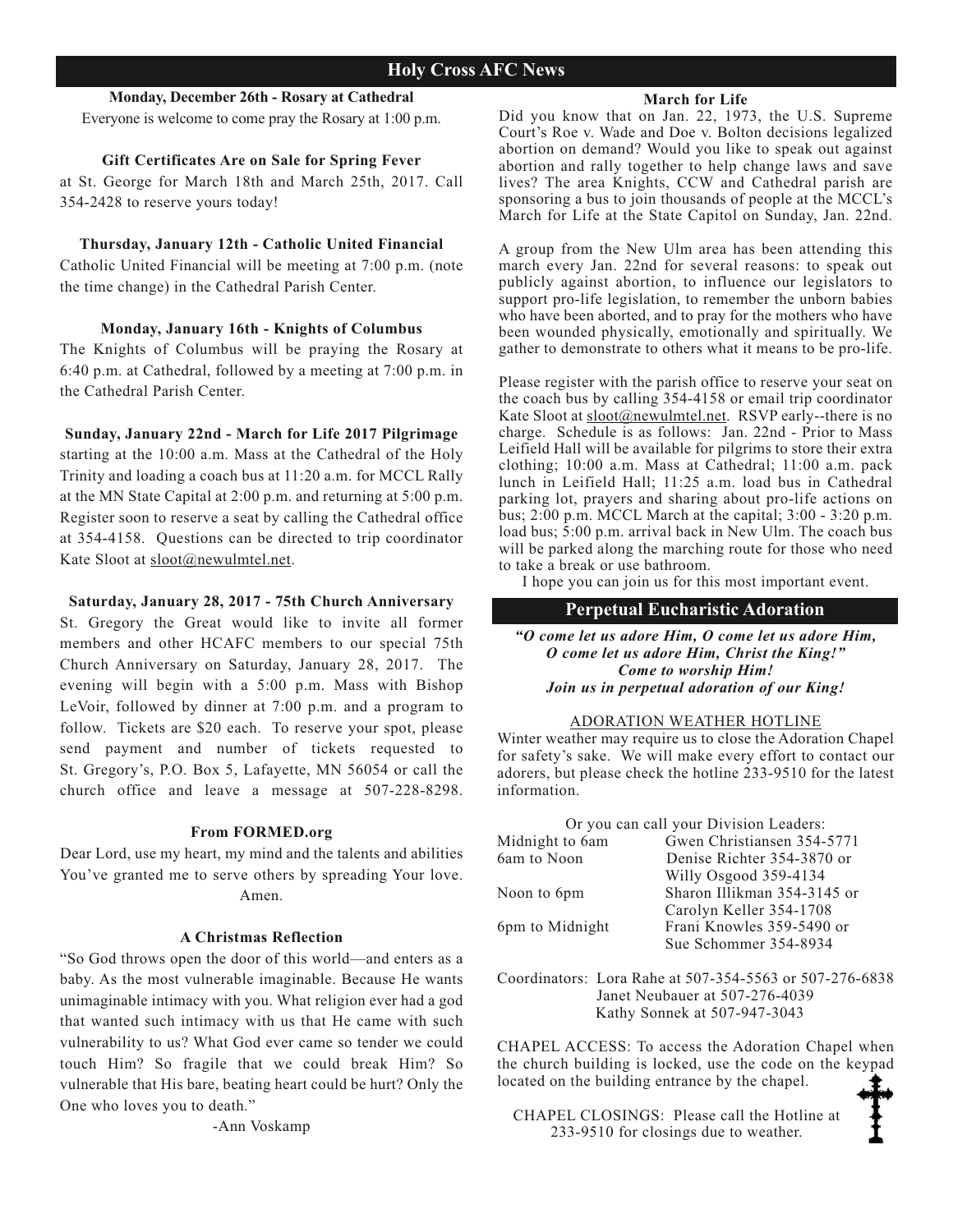# Holy Cross AFC News

**Monday, December 26th - Rosary at Cathedral**

Everyone is welcome to come pray the Rosary at 1:00 p.m.

**Gift Certificates Are on Sale for Spring Fever**

at St. George for March 18th and March 25th, 2017. Call 354-2428 to reserve yours today!

**Thursday, January 12th - Catholic United Financial**

Catholic United Financial will be meeting at 7:00 p.m. (note the time change) in the Cathedral Parish Center.

**Monday, January 16th - Knights of Columbus**

The Knights of Columbus will be praying the Rosary at 6:40 p.m. at Cathedral, followed by a meeting at 7:00 p.m. in the Cathedral Parish Center.

**Sunday, January 22nd - March for Life 2017 Pilgrimage**

starting at the 10:00 a.m. Mass at the Cathedral of the Holy Trinity and loading a coach bus at 11:20 a.m. for MCCL Rally at the MN State Capital at 2:00 p.m. and returning at 5:00 p.m. Register soon to reserve a seat by calling the Cathedral office at 354-4158. Questions can be directed to trip coordinator Kate Sloot at sloot@newulmtel.net.

**Saturday, January 28, 2017 - 75th Church Anniversary**

St. Gregory the Great would like to invite all former members and other HCAFC members to our special 75th Church Anniversary on Saturday, January 28, 2017. The evening will begin with a 5:00 p.m. Mass with Bishop LeVoir, followed by dinner at 7:00 p.m. and a program to follow. Tickets are $20 each. To reserve your spot, please send payment and number of tickets requested to St. Gregory's, P.O. Box 5, Lafayette, MN 56054 or call the church office and leave a message at 507-228-8298.

**From FORMED.org**

Dear Lord, use my heart, my mind and the talents and abilities You've granted me to serve others by spreading Your love. Amen.

**A Christmas Reflection**

"So God throws open the door of this world—and enters as a baby. As the most vulnerable imaginable. Because He wants unimaginable intimacy with you. What religion ever had a god that wanted such intimacy with us that He came with such vulnerability to us? What God ever came so tender we could touch Him? So fragile that we could break Him? So vulnerable that His bare, beating heart could be hurt? Only the One who loves you to death."

-Ann Voskamp

**March for Life**

Did you know that on Jan. 22, 1973, the U.S. Supreme Court's Roe v. Wade and Doe v. Bolton decisions legalized abortion on demand? Would you like to speak out against abortion and rally together to help change laws and save lives? The area Knights, CCW and Cathedral parish are sponsoring a bus to join thousands of people at the MCCL's March for Life at the State Capitol on Sunday, Jan. 22nd.

A group from the New Ulm area has been attending this march every Jan. 22nd for several reasons: to speak out publicly against abortion, to influence our legislators to support pro-life legislation, to remember the unborn babies who have been aborted, and to pray for the mothers who have been wounded physically, emotionally and spiritually. We gather to demonstrate to others what it means to be pro-life.

Please register with the parish office to reserve your seat on the coach bus by calling 354-4158 or email trip coordinator Kate Sloot at sloot@newulmtel.net. RSVP early--there is no charge. Schedule is as follows: Jan. 22nd - Prior to Mass Leifield Hall will be available for pilgrims to store their extra clothing; 10:00 a.m. Mass at Cathedral; 11:00 a.m. pack lunch in Leifield Hall; 11:25 a.m. load bus in Cathedral parking lot, prayers and sharing about pro-life actions on bus; 2:00 p.m. MCCL March at the capital; 3:00 - 3:20 p.m. load bus; 5:00 p.m. arrival back in New Ulm. The coach bus will be parked along the marching route for those who need to take a break or use bathroom.

I hope you can join us for this most important event.

## Perpetual Eucharistic Adoration

***"O come let us adore Him, O come let us adore Him, O come let us adore Him, Christ the King!" Come to worship Him! Join us in perpetual adoration of our King!***

ADORATION WEATHER HOTLINE

Winter weather may require us to close the Adoration Chapel for safety's sake. We will make every effort to contact our adorers, but please check the hotline 233-9510 for the latest information.

Or you can call your Division Leaders:

| | |
|---|---|
| Midnight to 6am | Gwen Christiansen 354-5771 |
| 6am to Noon | Denise Richter 354-3870 or Willy Osgood 359-4134 |
| Noon to 6pm | Sharon Illikman 354-3145 or Carolyn Keller 354-1708 |
| 6pm to Midnight | Frani Knowles 359-5490 or Sue Schommer 354-8934 |

Coordinators: Lora Rahe at 507-354-5563 or 507-276-6838
Janet Neubauer at 507-276-4039
Kathy Sonnek at 507-947-3043

CHAPEL ACCESS: To access the Adoration Chapel when the church building is locked, use the code on the keypad located on the building entrance by the chapel.

CHAPEL CLOSINGS: Please call the Hotline at 233-9510 for closings due to weather.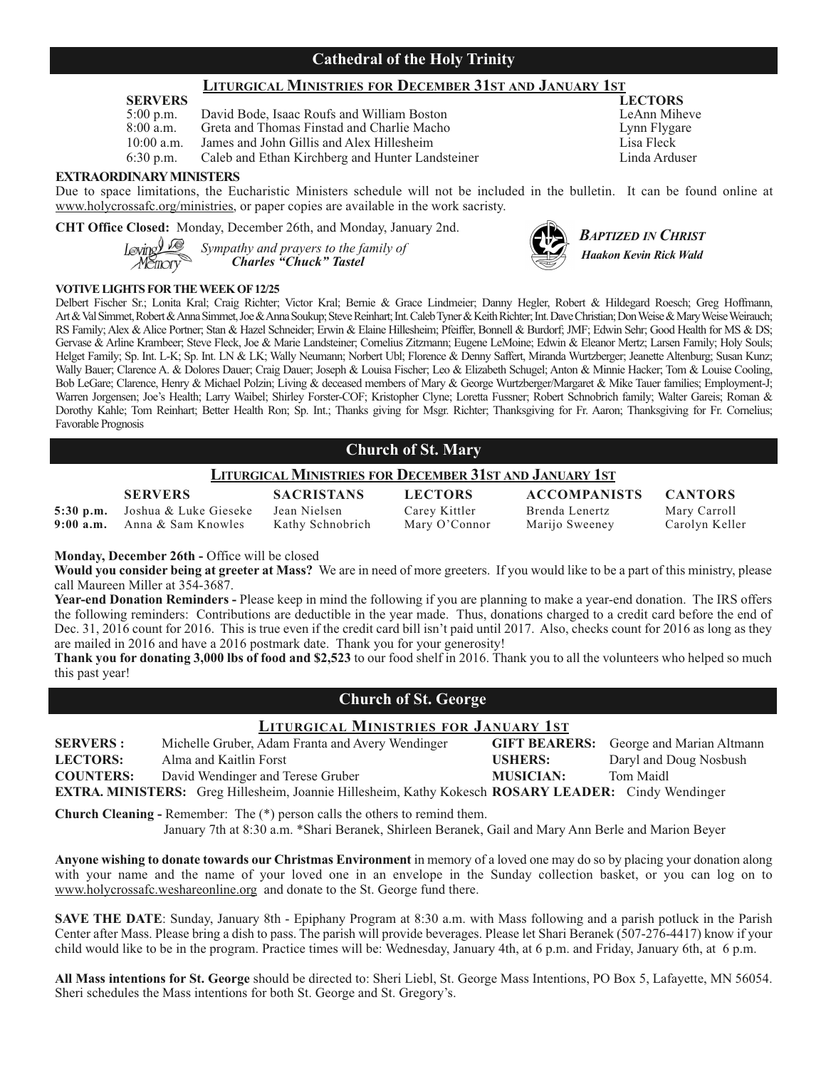## Cathedral of the Holy Trinity

### Liturgical Ministries for December 31st and January 1st

| SERVERS | | LECTORS |
|---|---|---|
| 5:00 p.m. | David Bode, Isaac Roufs and William Boston | LeAnn Miheve |
| 8:00 a.m. | Greta and Thomas Finstad and Charlie Macho | Lynn Flygare |
| 10:00 a.m. | James and John Gillis and Alex Hillesheim | Lisa Fleck |
| 6:30 p.m. | Caleb and Ethan Kirchberg and Hunter Landsteiner | Linda Arduser |

**EXTRAORDINARY MINISTERS**

Due to space limitations, the Eucharistic Ministers schedule will not be included in the bulletin. It can be found online at www.holycrossafc.org/ministries, or paper copies are available in the work sacristy.

**CHT Office Closed:** Monday, December 26th, and Monday, January 2nd.

Loving Memory *Sympathy and prayers to the family of* ***Charles "Chuck" Tastel***

***Baptized in Christ***
***Haakon Kevin Rick Wald***

**VOTIVE LIGHTS FOR THE WEEK OF 12/25**

Delbert Fischer Sr.; Lonita Kral; Craig Richter; Victor Kral; Bernie & Grace Lindmeier; Danny Hegler, Robert & Hildegard Roesch; Greg Hoffmann, Art & Val Simmet, Robert & Anna Simmet, Joe & Anna Soukup; Steve Reinhart; Int. Caleb Tyner & Keith Richter; Int. Dave Christian; Don Weise & Mary Weise Weirauch; RS Family; Alex & Alice Portner; Stan & Hazel Schneider; Erwin & Elaine Hillesheim; Pfeiffer, Bonnell & Burdorf; JMF; Edwin Sehr; Good Health for MS & DS; Gervase & Arline Krambeer; Steve Fleck, Joe & Marie Landsteiner; Cornelius Zitzmann; Eugene LeMoine; Edwin & Eleanor Mertz; Larsen Family; Holy Souls; Helget Family; Sp. Int. L-K; Sp. Int. LN & LK; Wally Neumann; Norbert Ubl; Florence & Denny Saffert, Miranda Wurtzberger; Jeanette Altenburg; Susan Kunz; Wally Bauer; Clarence A. & Dolores Dauer; Craig Dauer; Joseph & Louisa Fischer; Leo & Elizabeth Schugel; Anton & Minnie Hacker; Tom & Louise Cooling, Bob LeGare; Clarence, Henry & Michael Polzin; Living & deceased members of Mary & George Wurtzberger/Margaret & Mike Tauer families; Employment-J; Warren Jorgensen; Joe's Health; Larry Waibel; Shirley Forster-COF; Kristopher Clyne; Loretta Fussner; Robert Schnobrich family; Walter Gareis; Roman & Dorothy Kahle; Tom Reinhart; Better Health Ron; Sp. Int.; Thanks giving for Msgr. Richter; Thanksgiving for Fr. Aaron; Thanksgiving for Fr. Cornelius; Favorable Prognosis

## Church of St. Mary

### Liturgical Ministries for December 31st and January 1st

| | SERVERS | SACRISTANS | LECTORS | ACCOMPANISTS | CANTORS |
|---|---|---|---|---|---|
| **5:30 p.m.** | Joshua & Luke Gieseke | Jean Nielsen | Carey Kittler | Brenda Lenertz | Mary Carroll |
| **9:00 a.m.** | Anna & Sam Knowles | Kathy Schnobrich | Mary O'Connor | Marijo Sweeney | Carolyn Keller |

**Monday, December 26th -** Office will be closed

**Would you consider being at greeter at Mass?** We are in need of more greeters. If you would like to be a part of this ministry, please call Maureen Miller at 354-3687.

**Year-end Donation Reminders -** Please keep in mind the following if you are planning to make a year-end donation. The IRS offers the following reminders: Contributions are deductible in the year made. Thus, donations charged to a credit card before the end of Dec. 31, 2016 count for 2016. This is true even if the credit card bill isn't paid until 2017. Also, checks count for 2016 as long as they are mailed in 2016 and have a 2016 postmark date. Thank you for your generosity!

**Thank you for donating 3,000 lbs of food and $2,523** to our food shelf in 2016. Thank you to all the volunteers who helped so much this past year!

## Church of St. George

### Liturgical Ministries for January 1st

| | | | |
|---|---|---|---|
| **SERVERS :** | Michelle Gruber, Adam Franta and Avery Wendinger | **GIFT BEARERS:** | George and Marian Altmann |
| **LECTORS:** | Alma and Kaitlin Forst | **USHERS:** | Daryl and Doug Nosbush |
| **COUNTERS:** | David Wendinger and Terese Gruber | **MUSICIAN:** | Tom Maidl |
| **EXTRA. MINISTERS:** | Greg Hillesheim, Joannie Hillesheim, Kathy Kokesch | **ROSARY LEADER:** | Cindy Wendinger |

**Church Cleaning -** Remember: The (*) person calls the others to remind them.
January 7th at 8:30 a.m. *Shari Beranek, Shirleen Beranek, Gail and Mary Ann Berle and Marion Beyer

**Anyone wishing to donate towards our Christmas Environment** in memory of a loved one may do so by placing your donation along with your name and the name of your loved one in an envelope in the Sunday collection basket, or you can log on to www.holycrossafc.weshareonline.org and donate to the St. George fund there.

**SAVE THE DATE**: Sunday, January 8th - Epiphany Program at 8:30 a.m. with Mass following and a parish potluck in the Parish Center after Mass. Please bring a dish to pass. The parish will provide beverages. Please let Shari Beranek (507-276-4417) know if your child would like to be in the program. Practice times will be: Wednesday, January 4th, at 6 p.m. and Friday, January 6th, at 6 p.m.

**All Mass intentions for St. George** should be directed to: Sheri Liebl, St. George Mass Intentions, PO Box 5, Lafayette, MN 56054. Sheri schedules the Mass intentions for both St. George and St. Gregory's.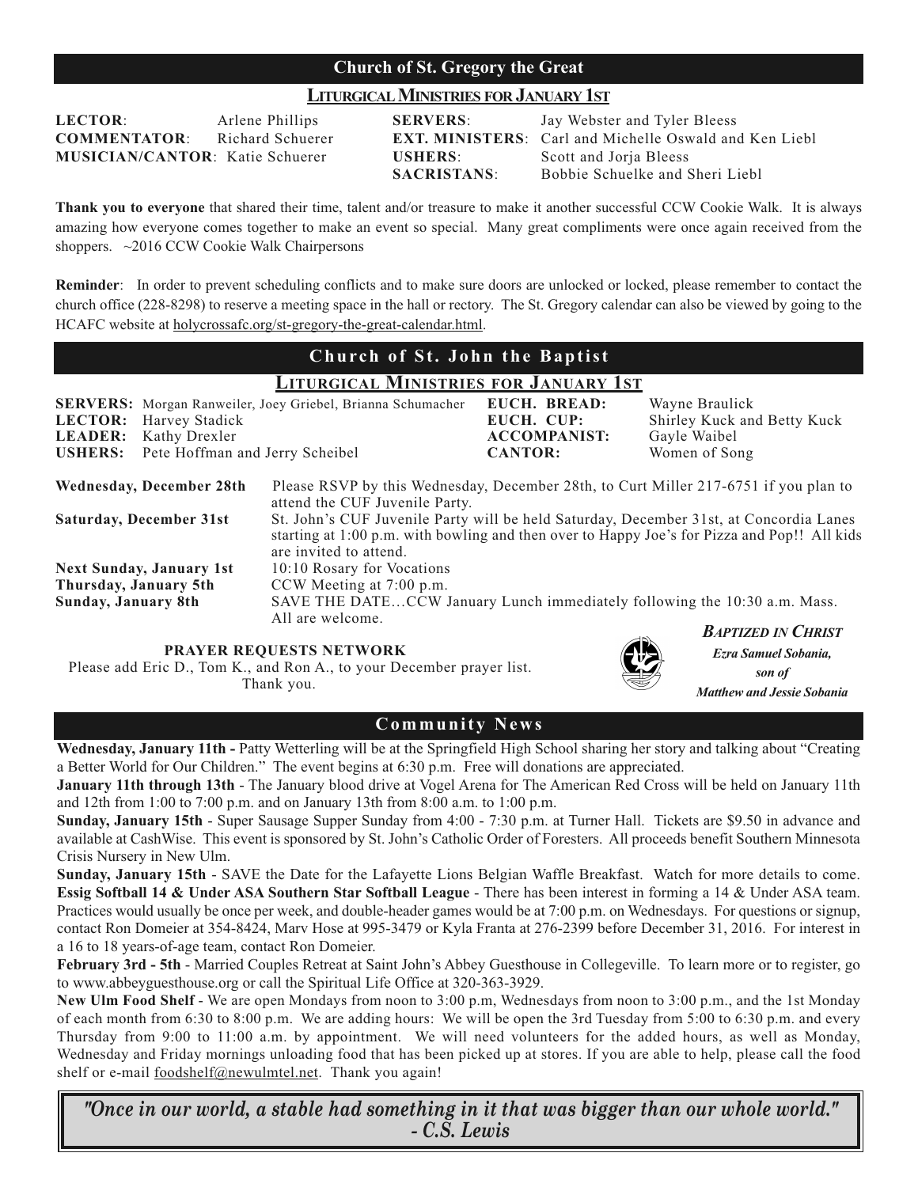## Church of St. Gregory the Great

### Liturgical Ministries for January 1st

**LECTOR**: Arlene Phillips
**COMMENTATOR**: Richard Schuerer
**MUSICIAN/CANTOR**: Katie Schuerer
**SERVERS**: Jay Webster and Tyler Bleess
**EXT. MINISTERS**: Carl and Michelle Oswald and Ken Liebl
**USHERS**: Scott and Jorja Bleess
**SACRISTANS**: Bobbie Schuelke and Sheri Liebl

**Thank you to everyone** that shared their time, talent and/or treasure to make it another successful CCW Cookie Walk. It is always amazing how everyone comes together to make an event so special. Many great compliments were once again received from the shoppers. ~2016 CCW Cookie Walk Chairpersons

**Reminder**: In order to prevent scheduling conflicts and to make sure doors are unlocked or locked, please remember to contact the church office (228-8298) to reserve a meeting space in the hall or rectory. The St. Gregory calendar can also be viewed by going to the HCAFC website at holycrossafc.org/st-gregory-the-great-calendar.html.

## Church of St. John the Baptist

### Liturgical Ministries for January 1st

**SERVERS:** Morgan Ranweiler, Joey Griebel, Brianna Schumacher
**LECTOR:** Harvey Stadick
**LEADER:** Kathy Drexler
**USHERS:** Pete Hoffman and Jerry Scheibel
**EUCH. BREAD:** Wayne Braulick
**EUCH. CUP:** Shirley Kuck and Betty Kuck
**ACCOMPANIST:** Gayle Waibel
**CANTOR:** Women of Song

| | |
|---|---|
| **Wednesday, December 28th** | Please RSVP by this Wednesday, December 28th, to Curt Miller 217-6751 if you plan to attend the CUF Juvenile Party. |
| **Saturday, December 31st** | St. John's CUF Juvenile Party will be held Saturday, December 31st, at Concordia Lanes starting at 1:00 p.m. with bowling and then over to Happy Joe's for Pizza and Pop!! All kids are invited to attend. |
| **Next Sunday, January 1st** | 10:10 Rosary for Vocations |
| **Thursday, January 5th** | CCW Meeting at 7:00 p.m. |
| **Sunday, January 8th** | SAVE THE DATE…CCW January Lunch immediately following the 10:30 a.m. Mass. All are welcome. |

**PRAYER REQUESTS NETWORK**
Please add Eric D., Tom K., and Ron A., to your December prayer list. Thank you.

***Baptized in Christ***
***Ezra Samuel Sobania,***
***son of***
***Matthew and Jessie Sobania***

## Community News

**Wednesday, January 11th -** Patty Wetterling will be at the Springfield High School sharing her story and talking about "Creating a Better World for Our Children." The event begins at 6:30 p.m. Free will donations are appreciated.

**January 11th through 13th** - The January blood drive at Vogel Arena for The American Red Cross will be held on January 11th and 12th from 1:00 to 7:00 p.m. and on January 13th from 8:00 a.m. to 1:00 p.m.

**Sunday, January 15th** - Super Sausage Supper Sunday from 4:00 - 7:30 p.m. at Turner Hall. Tickets are $9.50 in advance and available at CashWise. This event is sponsored by St. John's Catholic Order of Foresters. All proceeds benefit Southern Minnesota Crisis Nursery in New Ulm.

**Sunday, January 15th** - SAVE the Date for the Lafayette Lions Belgian Waffle Breakfast. Watch for more details to come.

**Essig Softball 14 & Under ASA Southern Star Softball League** - There has been interest in forming a 14 & Under ASA team. Practices would usually be once per week, and double-header games would be at 7:00 p.m. on Wednesdays. For questions or signup, contact Ron Domeier at 354-8424, Marv Hose at 995-3479 or Kyla Franta at 276-2399 before December 31, 2016. For interest in a 16 to 18 years-of-age team, contact Ron Domeier.

**February 3rd - 5th** - Married Couples Retreat at Saint John's Abbey Guesthouse in Collegeville. To learn more or to register, go to www.abbeyguesthouse.org or call the Spiritual Life Office at 320-363-3929.

**New Ulm Food Shelf** - We are open Mondays from noon to 3:00 p.m, Wednesdays from noon to 3:00 p.m., and the 1st Monday of each month from 6:30 to 8:00 p.m. We are adding hours: We will be open the 3rd Tuesday from 5:00 to 6:30 p.m. and every Thursday from 9:00 to 11:00 a.m. by appointment. We will need volunteers for the added hours, as well as Monday, Wednesday and Friday mornings unloading food that has been picked up at stores. If you are able to help, please call the food shelf or e-mail foodshelf@newulmtel.net. Thank you again!

*"Once in our world, a stable had something in it that was bigger than our whole world."*
*- C.S. Lewis*